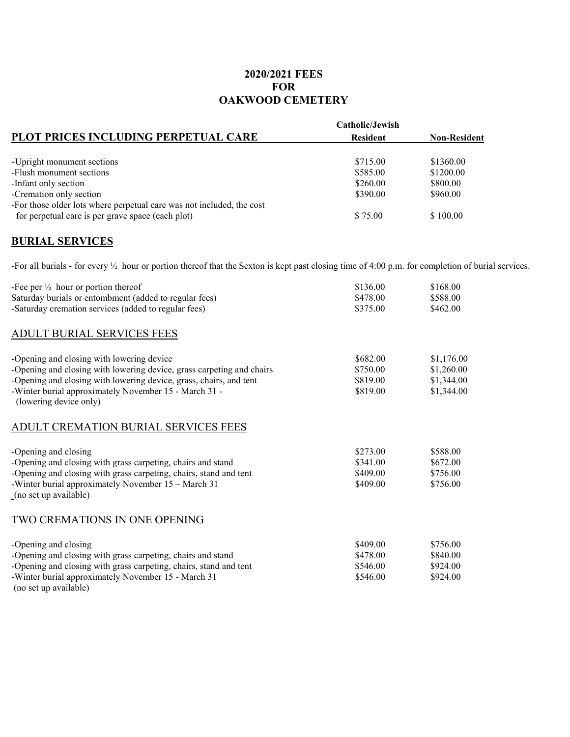**2020/2021 FEES**
**FOR**
**OAKWOOD CEMETERY**

| PLOT PRICES INCLUDING PERPETUAL CARE | Catholic/Jewish Resident | Non-Resident |
|---|---|---|
| -Upright monument sections | \$715.00 | \$1360.00 |
| -Flush monument sections | \$585.00 | \$1200.00 |
| -Infant only section | \$260.00 | \$800.00 |
| -Cremation only section | \$390.00 | \$960.00 |
| -For those older lots where perpetual care was not included, the cost for perpetual care is per grave space (each plot) | \$ 75.00 | \$ 100.00 |

## BURIAL SERVICES

-For all burials - for every ½ hour or portion thereof that the Sexton is kept past closing time of 4:00 p.m. for completion of burial services.

| | Resident | Non-Resident |
|---|---|---|
| -Fee per ½ hour or portion thereof | \$136.00 | \$168.00 |
| Saturday burials or entombment (added to regular fees) | \$478.00 | \$588.00 |
| -Saturday cremation services (added to regular fees) | \$375.00 | \$462.00 |

### ADULT BURIAL SERVICES FEES

| | Resident | Non-Resident |
|---|---|---|
| -Opening and closing with lowering device | \$682.00 | \$1,176.00 |
| -Opening and closing with lowering device, grass carpeting and chairs | \$750.00 | \$1,260.00 |
| -Opening and closing with lowering device, grass, chairs, and tent | \$819.00 | \$1,344.00 |
| -Winter burial approximately November 15 - March 31 - (lowering device only) | \$819.00 | \$1,344.00 |

### ADULT CREMATION BURIAL SERVICES FEES

| | Resident | Non-Resident |
|---|---|---|
| -Opening and closing | \$273.00 | \$588.00 |
| -Opening and closing with grass carpeting, chairs and stand | \$341.00 | \$672.00 |
| -Opening and closing with grass carpeting, chairs, stand and tent | \$409.00 | \$756.00 |
| -Winter burial approximately November 15 – March 31 (no set up available) | \$409.00 | \$756.00 |

### TWO CREMATIONS IN ONE OPENING

| | Resident | Non-Resident |
|---|---|---|
| -Opening and closing | \$409.00 | \$756.00 |
| -Opening and closing with grass carpeting, chairs and stand | \$478.00 | \$840.00 |
| -Opening and closing with grass carpeting, chairs, stand and tent | \$546.00 | \$924.00 |
| -Winter burial approximately November 15 - March 31 (no set up available) | \$546.00 | \$924.00 |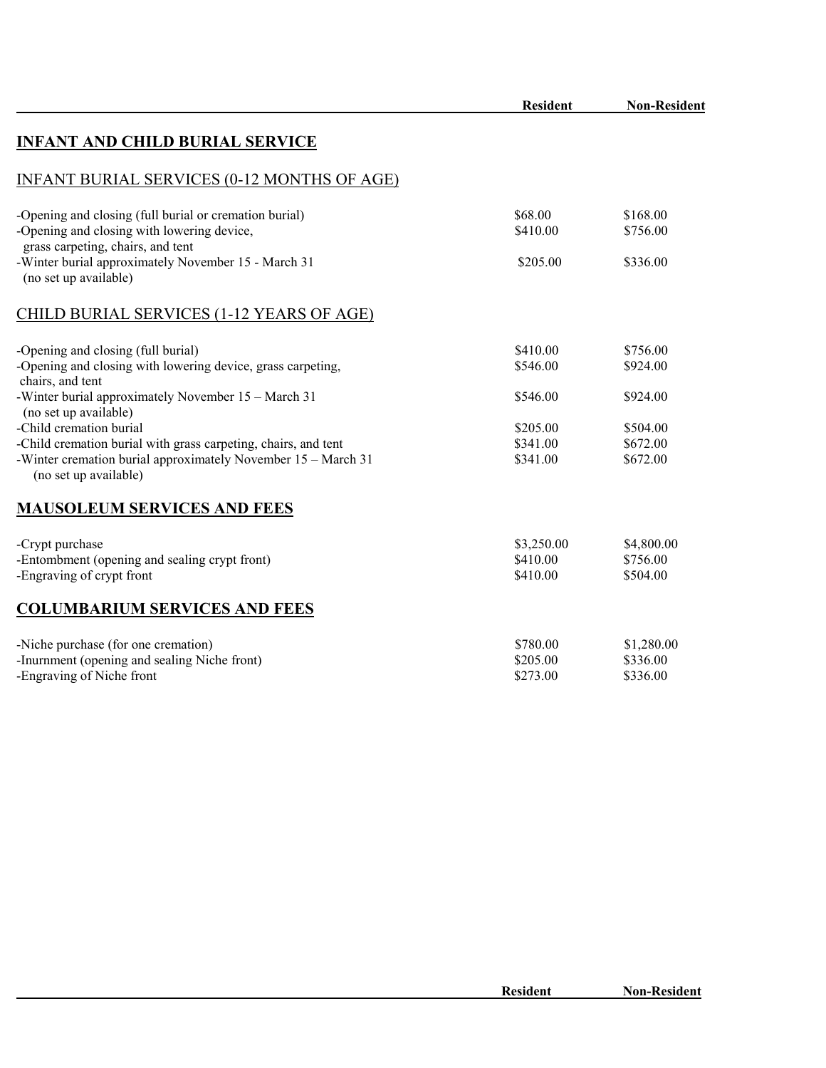| | Resident | Non-Resident |
|---|---|---|
| **INFANT AND CHILD BURIAL SERVICE** | | |
| INFANT BURIAL SERVICES (0-12 MONTHS OF AGE) | | |
| -Opening and closing (full burial or cremation burial) | $68.00 | $168.00 |
| -Opening and closing with lowering device, grass carpeting, chairs, and tent | $410.00 | $756.00 |
| -Winter burial approximately November 15 - March 31 (no set up available) | $205.00 | $336.00 |
| CHILD BURIAL SERVICES (1-12 YEARS OF AGE) | | |
| -Opening and closing (full burial) | $410.00 | $756.00 |
| -Opening and closing with lowering device, grass carpeting, chairs, and tent | $546.00 | $924.00 |
| -Winter burial approximately November 15 – March 31 (no set up available) | $546.00 | $924.00 |
| -Child cremation burial | $205.00 | $504.00 |
| -Child cremation burial with grass carpeting, chairs, and tent | $341.00 | $672.00 |
| -Winter cremation burial approximately November 15 – March 31 (no set up available) | $341.00 | $672.00 |
| **MAUSOLEUM SERVICES AND FEES** | | |
| -Crypt purchase | $3,250.00 | $4,800.00 |
| -Entombment (opening and sealing crypt front) | $410.00 | $756.00 |
| -Engraving of crypt front | $410.00 | $504.00 |
| **COLUMBARIUM SERVICES AND FEES** | | |
| -Niche purchase (for one cremation) | $780.00 | $1,280.00 |
| -Inurnment (opening and sealing Niche front) | $205.00 | $336.00 |
| -Engraving of Niche front | $273.00 | $336.00 |

| | Resident | Non-Resident |
|---|---|---|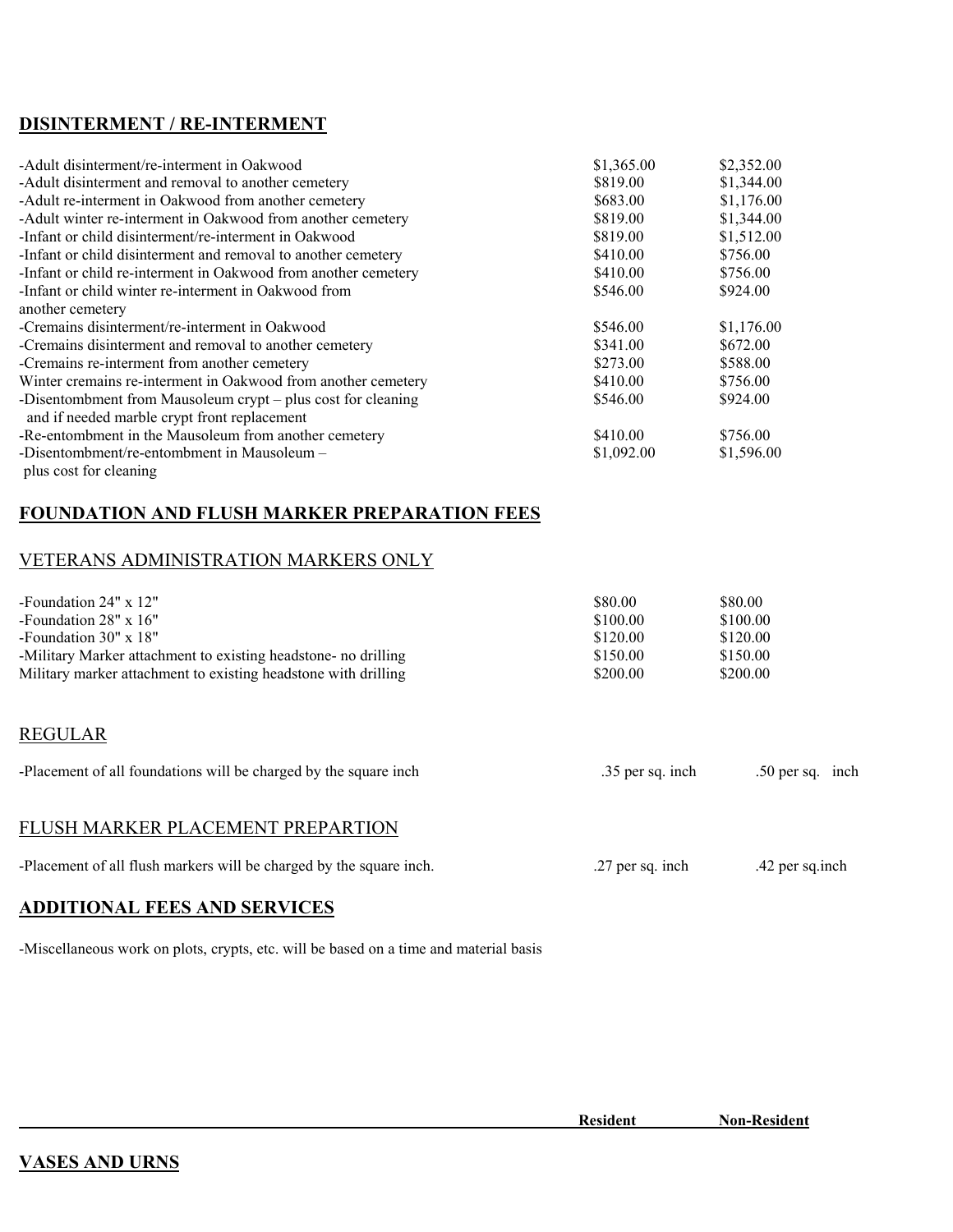## DISINTERMENT / RE-INTERMENT

| | | |
|---|---|---|
| -Adult disinterment/re-interment in Oakwood | $1,365.00 | $2,352.00 |
| -Adult disinterment and removal to another cemetery | $819.00 | $1,344.00 |
| -Adult re-interment in Oakwood from another cemetery | $683.00 | $1,176.00 |
| -Adult winter re-interment in Oakwood from another cemetery | $819.00 | $1,344.00 |
| -Infant or child disinterment/re-interment in Oakwood | $819.00 | $1,512.00 |
| -Infant or child disinterment and removal to another cemetery | $410.00 | $756.00 |
| -Infant or child re-interment in Oakwood from another cemetery | $410.00 | $756.00 |
| -Infant or child winter re-interment in Oakwood from another cemetery | $546.00 | $924.00 |
| -Cremains disinterment/re-interment in Oakwood | $546.00 | $1,176.00 |
| -Cremains disinterment and removal to another cemetery | $341.00 | $672.00 |
| -Cremains re-interment from another cemetery | $273.00 | $588.00 |
| Winter cremains re-interment in Oakwood from another cemetery | $410.00 | $756.00 |
| -Disentombment from Mausoleum crypt – plus cost for cleaning and if needed marble crypt front replacement | $546.00 | $924.00 |
| -Re-entombment in the Mausoleum from another cemetery | $410.00 | $756.00 |
| -Disentombment/re-entombment in Mausoleum – plus cost for cleaning | $1,092.00 | $1,596.00 |

## FOUNDATION AND FLUSH MARKER PREPARATION FEES

### VETERANS ADMINISTRATION MARKERS ONLY

| | | |
|---|---|---|
| -Foundation 24" x 12" | $80.00 | $80.00 |
| -Foundation 28" x 16" | $100.00 | $100.00 |
| -Foundation 30" x 18" | $120.00 | $120.00 |
| -Military Marker attachment to existing headstone- no drilling | $150.00 | $150.00 |
| Military marker attachment to existing headstone with drilling | $200.00 | $200.00 |

### REGULAR

| | | |
|---|---|---|
| -Placement of all foundations will be charged by the square inch | .35 per sq. inch | .50 per sq. inch |

### FLUSH MARKER PLACEMENT PREPARTION

| | | |
|---|---|---|
| -Placement of all flush markers will be charged by the square inch. | .27 per sq. inch | .42 per sq.inch |

## ADDITIONAL FEES AND SERVICES

-Miscellaneous work on plots, crypts, etc. will be based on a time and material basis

| | Resident | Non-Resident |
|---|---|---|

## VASES AND URNS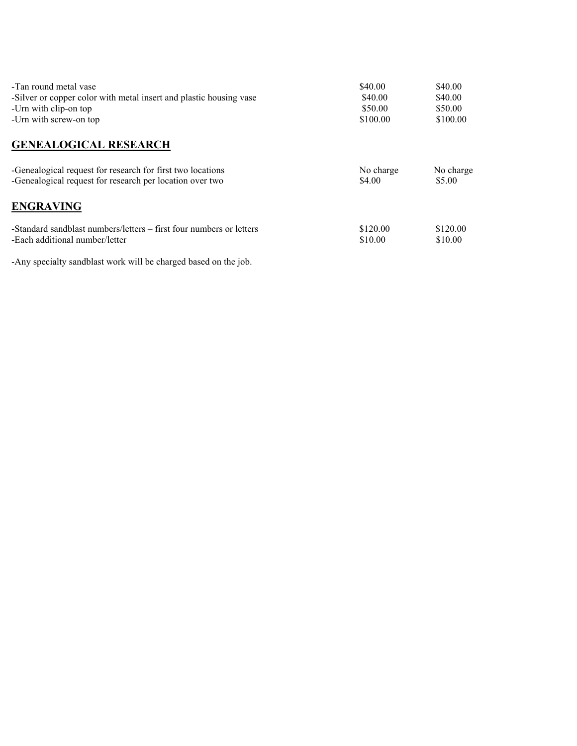| | | |
|---|---|---|
| -Tan round metal vase | $40.00 | $40.00 |
| -Silver or copper color with metal insert and plastic housing vase | $40.00 | $40.00 |
| -Urn with clip-on top | $50.00 | $50.00 |
| -Urn with screw-on top | $100.00 | $100.00 |

## GENEALOGICAL RESEARCH

| | | |
|---|---|---|
| -Genealogical request for research for first two locations | No charge | No charge |
| -Genealogical request for research per location over two | $4.00 | $5.00 |

## ENGRAVING

| | | |
|---|---|---|
| -Standard sandblast numbers/letters – first four numbers or letters | $120.00 | $120.00 |
| -Each additional number/letter | $10.00 | $10.00 |

-Any specialty sandblast work will be charged based on the job.